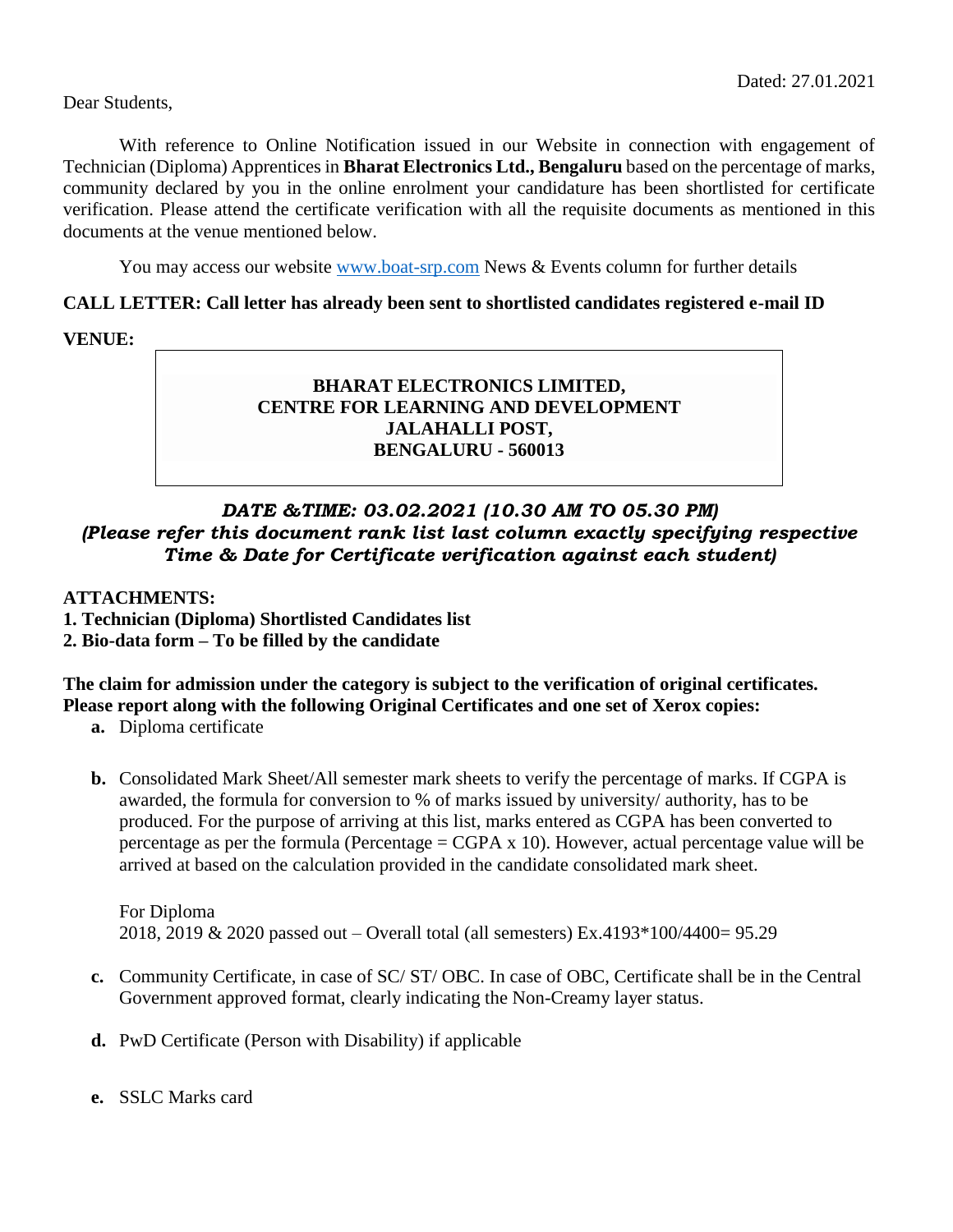Dated: 27.01.2021

Dear Students,

With reference to Online Notification issued in our Website in connection with engagement of Technician (Diploma) Apprentices in **Bharat Electronics Ltd., Bengaluru** based on the percentage of marks, community declared by you in the online enrolment your candidature has been shortlisted for certificate verification. Please attend the certificate verification with all the requisite documents as mentioned in this documents at the venue mentioned below.

You may access our website www.boat-srp.com News & Events column for further details

**CALL LETTER: Call letter has already been sent to shortlisted candidates registered e-mail ID**

**VENUE:**

**BHARAT ELECTRONICS LIMITED,**
**CENTRE FOR LEARNING AND DEVELOPMENT**
**JALAHALLI POST,**
**BENGALURU - 560013**

***DATE &TIME: 03.02.2021 (10.30 AM TO 05.30 PM)***
***(Please refer this document rank list last column exactly specifying respective Time & Date for Certificate verification against each student)***

**ATTACHMENTS:**
**1. Technician (Diploma) Shortlisted Candidates list**
**2. Bio-data form – To be filled by the candidate**

**The claim for admission under the category is subject to the verification of original certificates. Please report along with the following Original Certificates and one set of Xerox copies:**

**a.** Diploma certificate

**b.** Consolidated Mark Sheet/All semester mark sheets to verify the percentage of marks. If CGPA is awarded, the formula for conversion to % of marks issued by university/ authority, has to be produced. For the purpose of arriving at this list, marks entered as CGPA has been converted to percentage as per the formula (Percentage = CGPA x 10). However, actual percentage value will be arrived at based on the calculation provided in the candidate consolidated mark sheet.

For Diploma
2018, 2019 & 2020 passed out – Overall total (all semesters) Ex.4193*100/4400= 95.29

**c.** Community Certificate, in case of SC/ ST/ OBC. In case of OBC, Certificate shall be in the Central Government approved format, clearly indicating the Non-Creamy layer status.

**d.** PwD Certificate (Person with Disability) if applicable

**e.** SSLC Marks card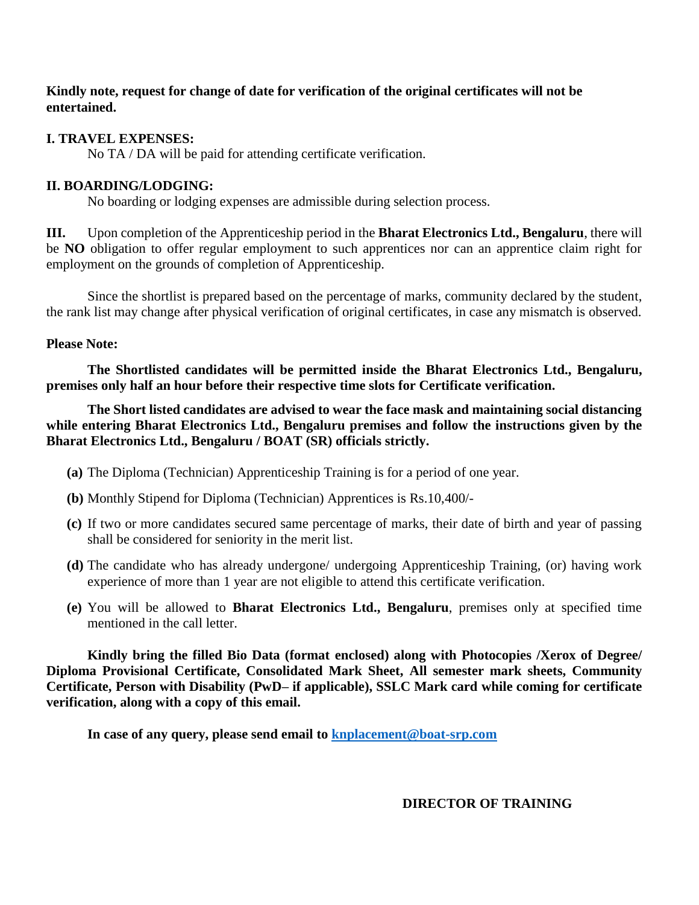**Kindly note, request for change of date for verification of the original certificates will not be entertained.**

**I. TRAVEL EXPENSES:**

No TA / DA will be paid for attending certificate verification.

**II. BOARDING/LODGING:**

No boarding or lodging expenses are admissible during selection process.

**III.** Upon completion of the Apprenticeship period in the **Bharat Electronics Ltd., Bengaluru**, there will be **NO** obligation to offer regular employment to such apprentices nor can an apprentice claim right for employment on the grounds of completion of Apprenticeship.

Since the shortlist is prepared based on the percentage of marks, community declared by the student, the rank list may change after physical verification of original certificates, in case any mismatch is observed.

**Please Note:**

**The Shortlisted candidates will be permitted inside the Bharat Electronics Ltd., Bengaluru, premises only half an hour before their respective time slots for Certificate verification.**

**The Short listed candidates are advised to wear the face mask and maintaining social distancing while entering Bharat Electronics Ltd., Bengaluru premises and follow the instructions given by the Bharat Electronics Ltd., Bengaluru / BOAT (SR) officials strictly.**

- **(a)** The Diploma (Technician) Apprenticeship Training is for a period of one year.
- **(b)** Monthly Stipend for Diploma (Technician) Apprentices is Rs.10,400/-
- **(c)** If two or more candidates secured same percentage of marks, their date of birth and year of passing shall be considered for seniority in the merit list.
- **(d)** The candidate who has already undergone/ undergoing Apprenticeship Training, (or) having work experience of more than 1 year are not eligible to attend this certificate verification.
- **(e)** You will be allowed to **Bharat Electronics Ltd., Bengaluru**, premises only at specified time mentioned in the call letter.

**Kindly bring the filled Bio Data (format enclosed) along with Photocopies /Xerox of Degree/ Diploma Provisional Certificate, Consolidated Mark Sheet, All semester mark sheets, Community Certificate, Person with Disability (PwD– if applicable), SSLC Mark card while coming for certificate verification, along with a copy of this email.**

**In case of any query, please send email to [knplacement@boat-srp.com](mailto:knplacement@boat-srp.com)**

**DIRECTOR OF TRAINING**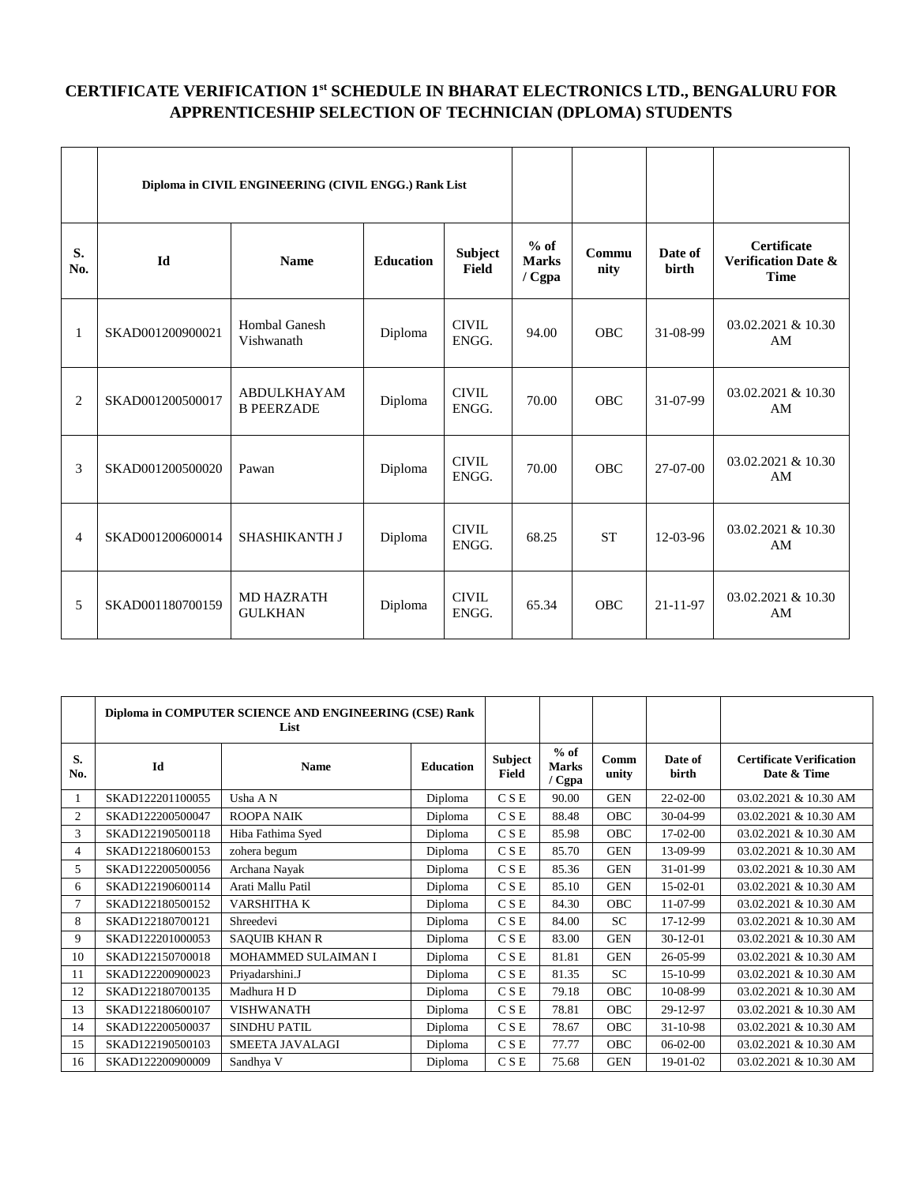# CERTIFICATE VERIFICATION 1st SCHEDULE IN BHARAT ELECTRONICS LTD., BENGALURU FOR APPRENTICESHIP SELECTION OF TECHNICIAN (DPLOMA) STUDENTS

| | Diploma in CIVIL ENGINEERING (CIVIL ENGG.) Rank List | | | | | | | |
|---|---|---|---|---|---|---|---|---|
| **S. No.** | **Id** | **Name** | **Education** | **Subject Field** | **% of Marks / Cgpa** | **Community** | **Date of birth** | **Certificate Verification Date & Time** |
| 1 | SKAD001200900021 | Hombal Ganesh Vishwanath | Diploma | CIVIL ENGG. | 94.00 | OBC | 31-08-99 | 03.02.2021 & 10.30 AM |
| 2 | SKAD001200500017 | ABDULKHAYAM B PEERZADE | Diploma | CIVIL ENGG. | 70.00 | OBC | 31-07-99 | 03.02.2021 & 10.30 AM |
| 3 | SKAD001200500020 | Pawan | Diploma | CIVIL ENGG. | 70.00 | OBC | 27-07-00 | 03.02.2021 & 10.30 AM |
| 4 | SKAD001200600014 | SHASHIKANTH J | Diploma | CIVIL ENGG. | 68.25 | ST | 12-03-96 | 03.02.2021 & 10.30 AM |
| 5 | SKAD001180700159 | MD HAZRATH GULKHAN | Diploma | CIVIL ENGG. | 65.34 | OBC | 21-11-97 | 03.02.2021 & 10.30 AM |

| | Diploma in COMPUTER SCIENCE AND ENGINEERING (CSE) Rank List | | | | | | | |
|---|---|---|---|---|---|---|---|---|
| **S. No.** | **Id** | **Name** | **Education** | **Subject Field** | **% of Marks / Cgpa** | **Community** | **Date of birth** | **Certificate Verification Date & Time** |
| 1 | SKAD122201100055 | Usha A N | Diploma | C S E | 90.00 | GEN | 22-02-00 | 03.02.2021 & 10.30 AM |
| 2 | SKAD122200500047 | ROOPA NAIK | Diploma | C S E | 88.48 | OBC | 30-04-99 | 03.02.2021 & 10.30 AM |
| 3 | SKAD122190500118 | Hiba Fathima Syed | Diploma | C S E | 85.98 | OBC | 17-02-00 | 03.02.2021 & 10.30 AM |
| 4 | SKAD122180600153 | zohera begum | Diploma | C S E | 85.70 | GEN | 13-09-99 | 03.02.2021 & 10.30 AM |
| 5 | SKAD122200500056 | Archana Nayak | Diploma | C S E | 85.36 | GEN | 31-01-99 | 03.02.2021 & 10.30 AM |
| 6 | SKAD122190600114 | Arati Mallu Patil | Diploma | C S E | 85.10 | GEN | 15-02-01 | 03.02.2021 & 10.30 AM |
| 7 | SKAD122180500152 | VARSHITHA K | Diploma | C S E | 84.30 | OBC | 11-07-99 | 03.02.2021 & 10.30 AM |
| 8 | SKAD122180700121 | Shreedevi | Diploma | C S E | 84.00 | SC | 17-12-99 | 03.02.2021 & 10.30 AM |
| 9 | SKAD122201000053 | SAQUIB KHAN R | Diploma | C S E | 83.00 | GEN | 30-12-01 | 03.02.2021 & 10.30 AM |
| 10 | SKAD122150700018 | MOHAMMED SULAIMAN I | Diploma | C S E | 81.81 | GEN | 26-05-99 | 03.02.2021 & 10.30 AM |
| 11 | SKAD122200900023 | Priyadarshini.J | Diploma | C S E | 81.35 | SC | 15-10-99 | 03.02.2021 & 10.30 AM |
| 12 | SKAD122180700135 | Madhura H D | Diploma | C S E | 79.18 | OBC | 10-08-99 | 03.02.2021 & 10.30 AM |
| 13 | SKAD122180600107 | VISHWANATH | Diploma | C S E | 78.81 | OBC | 29-12-97 | 03.02.2021 & 10.30 AM |
| 14 | SKAD122200500037 | SINDHU PATIL | Diploma | C S E | 78.67 | OBC | 31-10-98 | 03.02.2021 & 10.30 AM |
| 15 | SKAD122190500103 | SMEETA JAVALAGI | Diploma | C S E | 77.77 | OBC | 06-02-00 | 03.02.2021 & 10.30 AM |
| 16 | SKAD122200900009 | Sandhya V | Diploma | C S E | 75.68 | GEN | 19-01-02 | 03.02.2021 & 10.30 AM |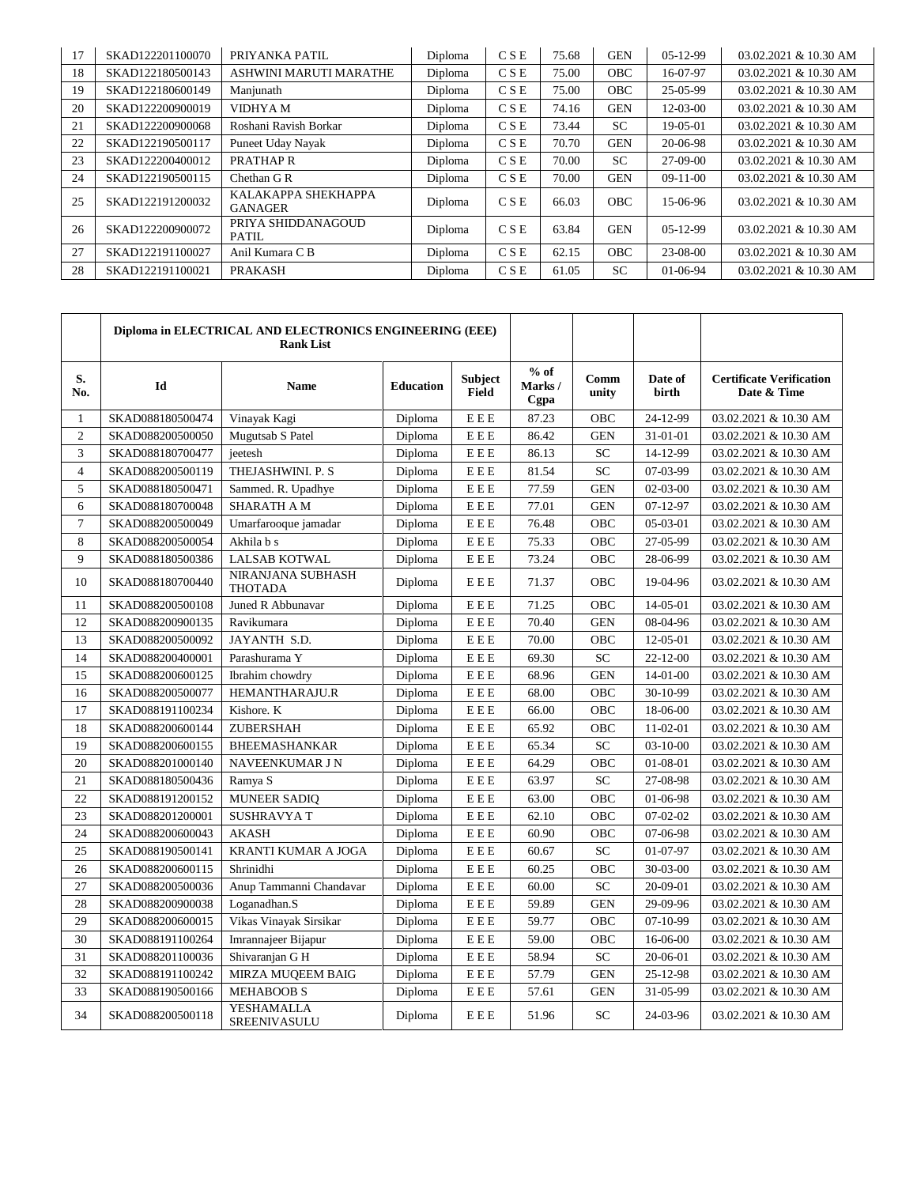| 17 | SKAD122201100070 | PRIYANKA PATIL | Diploma | C S E | 75.68 | GEN | 05-12-99 | 03.02.2021 & 10.30 AM |
|---|---|---|---|---|---|---|---|---|
| 18 | SKAD122180500143 | ASHWINI MARUTI MARATHE | Diploma | C S E | 75.00 | OBC | 16-07-97 | 03.02.2021 & 10.30 AM |
| 19 | SKAD122180600149 | Manjunath | Diploma | C S E | 75.00 | OBC | 25-05-99 | 03.02.2021 & 10.30 AM |
| 20 | SKAD122200900019 | VIDHYA M | Diploma | C S E | 74.16 | GEN | 12-03-00 | 03.02.2021 & 10.30 AM |
| 21 | SKAD122200900068 | Roshani Ravish Borkar | Diploma | C S E | 73.44 | SC | 19-05-01 | 03.02.2021 & 10.30 AM |
| 22 | SKAD122190500117 | Puneet Uday Nayak | Diploma | C S E | 70.70 | GEN | 20-06-98 | 03.02.2021 & 10.30 AM |
| 23 | SKAD122200400012 | PRATHAP R | Diploma | C S E | 70.00 | SC | 27-09-00 | 03.02.2021 & 10.30 AM |
| 24 | SKAD122190500115 | Chethan G R | Diploma | C S E | 70.00 | GEN | 09-11-00 | 03.02.2021 & 10.30 AM |
| 25 | SKAD122191200032 | KALAKAPPA SHEKHAPPA GANAGER | Diploma | C S E | 66.03 | OBC | 15-06-96 | 03.02.2021 & 10.30 AM |
| 26 | SKAD122200900072 | PRIYA SHIDDANAGOUD PATIL | Diploma | C S E | 63.84 | GEN | 05-12-99 | 03.02.2021 & 10.30 AM |
| 27 | SKAD122191100027 | Anil Kumara C B | Diploma | C S E | 62.15 | OBC | 23-08-00 | 03.02.2021 & 10.30 AM |
| 28 | SKAD122191100021 | PRAKASH | Diploma | C S E | 61.05 | SC | 01-06-94 | 03.02.2021 & 10.30 AM |

| | **Diploma in ELECTRICAL AND ELECTRONICS ENGINEERING (EEE) Rank List** | | | | | | | |
|---|---|---|---|---|---|---|---|---|
| **S. No.** | **Id** | **Name** | **Education** | **Subject Field** | **% of Marks / Cgpa** | **Comm unity** | **Date of birth** | **Certificate Verification Date & Time** |
| 1 | SKAD088180500474 | Vinayak Kagi | Diploma | E E E | 87.23 | OBC | 24-12-99 | 03.02.2021 & 10.30 AM |
| 2 | SKAD088200500050 | Mugutsab S Patel | Diploma | E E E | 86.42 | GEN | 31-01-01 | 03.02.2021 & 10.30 AM |
| 3 | SKAD088180700477 | jeetesh | Diploma | E E E | 86.13 | SC | 14-12-99 | 03.02.2021 & 10.30 AM |
| 4 | SKAD088200500119 | THEJASHWINI. P. S | Diploma | E E E | 81.54 | SC | 07-03-99 | 03.02.2021 & 10.30 AM |
| 5 | SKAD088180500471 | Sammed. R. Upadhye | Diploma | E E E | 77.59 | GEN | 02-03-00 | 03.02.2021 & 10.30 AM |
| 6 | SKAD088180700048 | SHARATH A M | Diploma | E E E | 77.01 | GEN | 07-12-97 | 03.02.2021 & 10.30 AM |
| 7 | SKAD088200500049 | Umarfarooque jamadar | Diploma | E E E | 76.48 | OBC | 05-03-01 | 03.02.2021 & 10.30 AM |
| 8 | SKAD088200500054 | Akhila b s | Diploma | E E E | 75.33 | OBC | 27-05-99 | 03.02.2021 & 10.30 AM |
| 9 | SKAD088180500386 | LALSAB KOTWAL | Diploma | E E E | 73.24 | OBC | 28-06-99 | 03.02.2021 & 10.30 AM |
| 10 | SKAD088180700440 | NIRANJANA SUBHASH THOTADA | Diploma | E E E | 71.37 | OBC | 19-04-96 | 03.02.2021 & 10.30 AM |
| 11 | SKAD088200500108 | Juned R Abbunavar | Diploma | E E E | 71.25 | OBC | 14-05-01 | 03.02.2021 & 10.30 AM |
| 12 | SKAD088200900135 | Ravikumara | Diploma | E E E | 70.40 | GEN | 08-04-96 | 03.02.2021 & 10.30 AM |
| 13 | SKAD088200500092 | JAYANTH S.D. | Diploma | E E E | 70.00 | OBC | 12-05-01 | 03.02.2021 & 10.30 AM |
| 14 | SKAD088200400001 | Parashurama Y | Diploma | E E E | 69.30 | SC | 22-12-00 | 03.02.2021 & 10.30 AM |
| 15 | SKAD088200600125 | Ibrahim chowdry | Diploma | E E E | 68.96 | GEN | 14-01-00 | 03.02.2021 & 10.30 AM |
| 16 | SKAD088200500077 | HEMANTHARAJU.R | Diploma | E E E | 68.00 | OBC | 30-10-99 | 03.02.2021 & 10.30 AM |
| 17 | SKAD088191100234 | Kishore. K | Diploma | E E E | 66.00 | OBC | 18-06-00 | 03.02.2021 & 10.30 AM |
| 18 | SKAD088200600144 | ZUBERSHAH | Diploma | E E E | 65.92 | OBC | 11-02-01 | 03.02.2021 & 10.30 AM |
| 19 | SKAD088200600155 | BHEEMASHANKAR | Diploma | E E E | 65.34 | SC | 03-10-00 | 03.02.2021 & 10.30 AM |
| 20 | SKAD088201000140 | NAVEENKUMAR J N | Diploma | E E E | 64.29 | OBC | 01-08-01 | 03.02.2021 & 10.30 AM |
| 21 | SKAD088180500436 | Ramya S | Diploma | E E E | 63.97 | SC | 27-08-98 | 03.02.2021 & 10.30 AM |
| 22 | SKAD088191200152 | MUNEER SADIQ | Diploma | E E E | 63.00 | OBC | 01-06-98 | 03.02.2021 & 10.30 AM |
| 23 | SKAD088201200001 | SUSHRAVYA T | Diploma | E E E | 62.10 | OBC | 07-02-02 | 03.02.2021 & 10.30 AM |
| 24 | SKAD088200600043 | AKASH | Diploma | E E E | 60.90 | OBC | 07-06-98 | 03.02.2021 & 10.30 AM |
| 25 | SKAD088190500141 | KRANTI KUMAR A JOGA | Diploma | E E E | 60.67 | SC | 01-07-97 | 03.02.2021 & 10.30 AM |
| 26 | SKAD088200600115 | Shrinidhi | Diploma | E E E | 60.25 | OBC | 30-03-00 | 03.02.2021 & 10.30 AM |
| 27 | SKAD088200500036 | Anup Tammanni Chandavar | Diploma | E E E | 60.00 | SC | 20-09-01 | 03.02.2021 & 10.30 AM |
| 28 | SKAD088200900038 | Loganadhan.S | Diploma | E E E | 59.89 | GEN | 29-09-96 | 03.02.2021 & 10.30 AM |
| 29 | SKAD088200600015 | Vikas Vinayak Sirsikar | Diploma | E E E | 59.77 | OBC | 07-10-99 | 03.02.2021 & 10.30 AM |
| 30 | SKAD088191100264 | Imrannajeer Bijapur | Diploma | E E E | 59.00 | OBC | 16-06-00 | 03.02.2021 & 10.30 AM |
| 31 | SKAD088201100036 | Shivaranjan G H | Diploma | E E E | 58.94 | SC | 20-06-01 | 03.02.2021 & 10.30 AM |
| 32 | SKAD088191100242 | MIRZA MUQEEM BAIG | Diploma | E E E | 57.79 | GEN | 25-12-98 | 03.02.2021 & 10.30 AM |
| 33 | SKAD088190500166 | MEHABOOB S | Diploma | E E E | 57.61 | GEN | 31-05-99 | 03.02.2021 & 10.30 AM |
| 34 | SKAD088200500118 | YESHAMALLA SREENIVASULU | Diploma | E E E | 51.96 | SC | 24-03-96 | 03.02.2021 & 10.30 AM |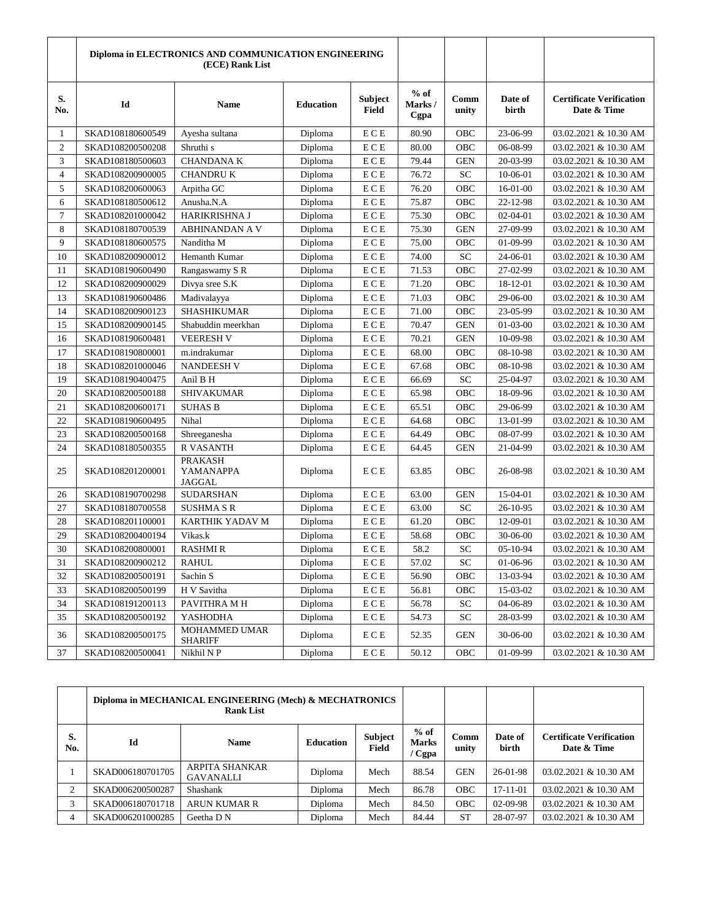| | Diploma in ELECTRONICS AND COMMUNICATION ENGINEERING (ECE) Rank List | | | | | | | |
|---|---|---|---|---|---|---|---|---|
| S. No. | Id | Name | Education | Subject Field | % of Marks / Cgpa | Comm unity | Date of birth | Certificate Verification Date & Time |
| 1 | SKAD108180600549 | Ayesha sultana | Diploma | E C E | 80.90 | OBC | 23-06-99 | 03.02.2021 & 10.30 AM |
| 2 | SKAD108200500208 | Shruthi s | Diploma | E C E | 80.00 | OBC | 06-08-99 | 03.02.2021 & 10.30 AM |
| 3 | SKAD108180500603 | CHANDANA K | Diploma | E C E | 79.44 | GEN | 20-03-99 | 03.02.2021 & 10.30 AM |
| 4 | SKAD108200900005 | CHANDRU K | Diploma | E C E | 76.72 | SC | 10-06-01 | 03.02.2021 & 10.30 AM |
| 5 | SKAD108200600063 | Arpitha GC | Diploma | E C E | 76.20 | OBC | 16-01-00 | 03.02.2021 & 10.30 AM |
| 6 | SKAD108180500612 | Anusha.N.A | Diploma | E C E | 75.87 | OBC | 22-12-98 | 03.02.2021 & 10.30 AM |
| 7 | SKAD108201000042 | HARIKRISHNA J | Diploma | E C E | 75.30 | OBC | 02-04-01 | 03.02.2021 & 10.30 AM |
| 8 | SKAD108180700539 | ABHINANDAN A V | Diploma | E C E | 75.30 | GEN | 27-09-99 | 03.02.2021 & 10.30 AM |
| 9 | SKAD108180600575 | Nanditha M | Diploma | E C E | 75.00 | OBC | 01-09-99 | 03.02.2021 & 10.30 AM |
| 10 | SKAD108200900012 | Hemanth Kumar | Diploma | E C E | 74.00 | SC | 24-06-01 | 03.02.2021 & 10.30 AM |
| 11 | SKAD108190600490 | Rangaswamy S R | Diploma | E C E | 71.53 | OBC | 27-02-99 | 03.02.2021 & 10.30 AM |
| 12 | SKAD108200900029 | Divya sree S.K | Diploma | E C E | 71.20 | OBC | 18-12-01 | 03.02.2021 & 10.30 AM |
| 13 | SKAD108190600486 | Madivalayya | Diploma | E C E | 71.03 | OBC | 29-06-00 | 03.02.2021 & 10.30 AM |
| 14 | SKAD108200900123 | SHASHIKUMAR | Diploma | E C E | 71.00 | OBC | 23-05-99 | 03.02.2021 & 10.30 AM |
| 15 | SKAD108200900145 | Shabuddin meerkhan | Diploma | E C E | 70.47 | GEN | 01-03-00 | 03.02.2021 & 10.30 AM |
| 16 | SKAD108190600481 | VEERESH V | Diploma | E C E | 70.21 | GEN | 10-09-98 | 03.02.2021 & 10.30 AM |
| 17 | SKAD108190800001 | m.indrakumar | Diploma | E C E | 68.00 | OBC | 08-10-98 | 03.02.2021 & 10.30 AM |
| 18 | SKAD108201000046 | NANDEESH V | Diploma | E C E | 67.68 | OBC | 08-10-98 | 03.02.2021 & 10.30 AM |
| 19 | SKAD108190400475 | Anil B H | Diploma | E C E | 66.69 | SC | 25-04-97 | 03.02.2021 & 10.30 AM |
| 20 | SKAD108200500188 | SHIVAKUMAR | Diploma | E C E | 65.98 | OBC | 18-09-96 | 03.02.2021 & 10.30 AM |
| 21 | SKAD108200600171 | SUHAS B | Diploma | E C E | 65.51 | OBC | 29-06-99 | 03.02.2021 & 10.30 AM |
| 22 | SKAD108190600495 | Nihal | Diploma | E C E | 64.68 | OBC | 13-01-99 | 03.02.2021 & 10.30 AM |
| 23 | SKAD108200500168 | Shreeganesha | Diploma | E C E | 64.49 | OBC | 08-07-99 | 03.02.2021 & 10.30 AM |
| 24 | SKAD108180500355 | R VASANTH | Diploma | E C E | 64.45 | GEN | 21-04-99 | 03.02.2021 & 10.30 AM |
| 25 | SKAD108201200001 | PRAKASH YAMANAPPA JAGGAL | Diploma | E C E | 63.85 | OBC | 26-08-98 | 03.02.2021 & 10.30 AM |
| 26 | SKAD108190700298 | SUDARSHAN | Diploma | E C E | 63.00 | GEN | 15-04-01 | 03.02.2021 & 10.30 AM |
| 27 | SKAD108180700558 | SUSHMA S R | Diploma | E C E | 63.00 | SC | 26-10-95 | 03.02.2021 & 10.30 AM |
| 28 | SKAD108201100001 | KARTHIK YADAV M | Diploma | E C E | 61.20 | OBC | 12-09-01 | 03.02.2021 & 10.30 AM |
| 29 | SKAD108200400194 | Vikas.k | Diploma | E C E | 58.68 | OBC | 30-06-00 | 03.02.2021 & 10.30 AM |
| 30 | SKAD108200800001 | RASHMI R | Diploma | E C E | 58.2 | SC | 05-10-94 | 03.02.2021 & 10.30 AM |
| 31 | SKAD108200900212 | RAHUL | Diploma | E C E | 57.02 | SC | 01-06-96 | 03.02.2021 & 10.30 AM |
| 32 | SKAD108200500191 | Sachin S | Diploma | E C E | 56.90 | OBC | 13-03-94 | 03.02.2021 & 10.30 AM |
| 33 | SKAD108200500199 | H V Savitha | Diploma | E C E | 56.81 | OBC | 15-03-02 | 03.02.2021 & 10.30 AM |
| 34 | SKAD108191200113 | PAVITHRA M H | Diploma | E C E | 56.78 | SC | 04-06-89 | 03.02.2021 & 10.30 AM |
| 35 | SKAD108200500192 | YASHODHA | Diploma | E C E | 54.73 | SC | 28-03-99 | 03.02.2021 & 10.30 AM |
| 36 | SKAD108200500175 | MOHAMMED UMAR SHARIFF | Diploma | E C E | 52.35 | GEN | 30-06-00 | 03.02.2021 & 10.30 AM |
| 37 | SKAD108200500041 | Nikhil N P | Diploma | E C E | 50.12 | OBC | 01-09-99 | 03.02.2021 & 10.30 AM |

| | Diploma in MECHANICAL ENGINEERING (Mech) & MECHATRONICS Rank List | | | | | | | |
|---|---|---|---|---|---|---|---|---|
| S. No. | Id | Name | Education | Subject Field | % of Marks / Cgpa | Comm unity | Date of birth | Certificate Verification Date & Time |
| 1 | SKAD006180701705 | ARPITA SHANKAR GAVANALLI | Diploma | Mech | 88.54 | GEN | 26-01-98 | 03.02.2021 & 10.30 AM |
| 2 | SKAD006200500287 | Shashank | Diploma | Mech | 86.78 | OBC | 17-11-01 | 03.02.2021 & 10.30 AM |
| 3 | SKAD006180701718 | ARUN KUMAR R | Diploma | Mech | 84.50 | OBC | 02-09-98 | 03.02.2021 & 10.30 AM |
| 4 | SKAD006201000285 | Geetha D N | Diploma | Mech | 84.44 | ST | 28-07-97 | 03.02.2021 & 10.30 AM |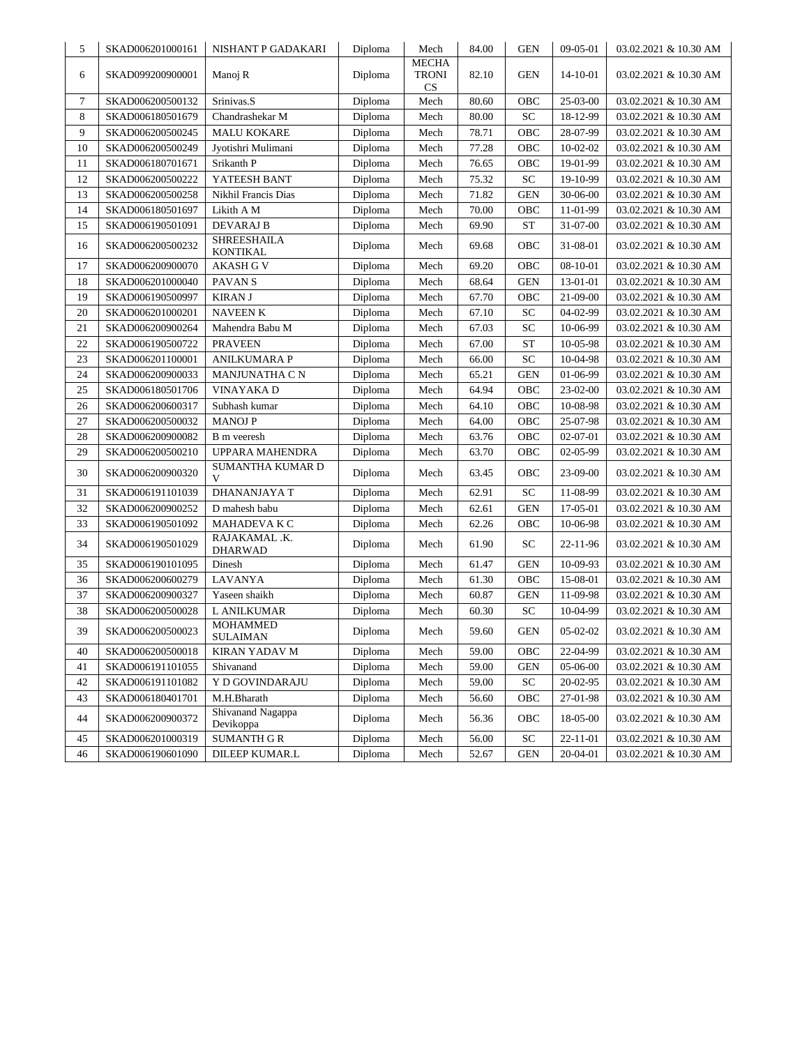| 5 | SKAD006201000161 | NISHANT P GADAKARI | Diploma | Mech | 84.00 | GEN | 09-05-01 | 03.02.2021 & 10.30 AM |
|---|---|---|---|---|---|---|---|---|
| 6 | SKAD099200900001 | Manoj R | Diploma | MECHATRONICS | 82.10 | GEN | 14-10-01 | 03.02.2021 & 10.30 AM |
| 7 | SKAD006200500132 | Srinivas.S | Diploma | Mech | 80.60 | OBC | 25-03-00 | 03.02.2021 & 10.30 AM |
| 8 | SKAD006180501679 | Chandrashekar M | Diploma | Mech | 80.00 | SC | 18-12-99 | 03.02.2021 & 10.30 AM |
| 9 | SKAD006200500245 | MALU KOKARE | Diploma | Mech | 78.71 | OBC | 28-07-99 | 03.02.2021 & 10.30 AM |
| 10 | SKAD006200500249 | Jyotishri Mulimani | Diploma | Mech | 77.28 | OBC | 10-02-02 | 03.02.2021 & 10.30 AM |
| 11 | SKAD006180701671 | Srikanth P | Diploma | Mech | 76.65 | OBC | 19-01-99 | 03.02.2021 & 10.30 AM |
| 12 | SKAD006200500222 | YATEESH BANT | Diploma | Mech | 75.32 | SC | 19-10-99 | 03.02.2021 & 10.30 AM |
| 13 | SKAD006200500258 | Nikhil Francis Dias | Diploma | Mech | 71.82 | GEN | 30-06-00 | 03.02.2021 & 10.30 AM |
| 14 | SKAD006180501697 | Likith A M | Diploma | Mech | 70.00 | OBC | 11-01-99 | 03.02.2021 & 10.30 AM |
| 15 | SKAD006190501091 | DEVARAJ B | Diploma | Mech | 69.90 | ST | 31-07-00 | 03.02.2021 & 10.30 AM |
| 16 | SKAD006200500232 | SHREESHAILA KONTIKAL | Diploma | Mech | 69.68 | OBC | 31-08-01 | 03.02.2021 & 10.30 AM |
| 17 | SKAD006200900070 | AKASH G V | Diploma | Mech | 69.20 | OBC | 08-10-01 | 03.02.2021 & 10.30 AM |
| 18 | SKAD006201000040 | PAVAN S | Diploma | Mech | 68.64 | GEN | 13-01-01 | 03.02.2021 & 10.30 AM |
| 19 | SKAD006190500997 | KIRAN J | Diploma | Mech | 67.70 | OBC | 21-09-00 | 03.02.2021 & 10.30 AM |
| 20 | SKAD006201000201 | NAVEEN K | Diploma | Mech | 67.10 | SC | 04-02-99 | 03.02.2021 & 10.30 AM |
| 21 | SKAD006200900264 | Mahendra Babu M | Diploma | Mech | 67.03 | SC | 10-06-99 | 03.02.2021 & 10.30 AM |
| 22 | SKAD006190500722 | PRAVEEN | Diploma | Mech | 67.00 | ST | 10-05-98 | 03.02.2021 & 10.30 AM |
| 23 | SKAD006201100001 | ANILKUMARA P | Diploma | Mech | 66.00 | SC | 10-04-98 | 03.02.2021 & 10.30 AM |
| 24 | SKAD006200900033 | MANJUNATHA C N | Diploma | Mech | 65.21 | GEN | 01-06-99 | 03.02.2021 & 10.30 AM |
| 25 | SKAD006180501706 | VINAYAKA D | Diploma | Mech | 64.94 | OBC | 23-02-00 | 03.02.2021 & 10.30 AM |
| 26 | SKAD006200600317 | Subhash kumar | Diploma | Mech | 64.10 | OBC | 10-08-98 | 03.02.2021 & 10.30 AM |
| 27 | SKAD006200500032 | MANOJ P | Diploma | Mech | 64.00 | OBC | 25-07-98 | 03.02.2021 & 10.30 AM |
| 28 | SKAD006200900082 | B m veeresh | Diploma | Mech | 63.76 | OBC | 02-07-01 | 03.02.2021 & 10.30 AM |
| 29 | SKAD006200500210 | UPPARA MAHENDRA | Diploma | Mech | 63.70 | OBC | 02-05-99 | 03.02.2021 & 10.30 AM |
| 30 | SKAD006200900320 | SUMANTHA KUMAR D V | Diploma | Mech | 63.45 | OBC | 23-09-00 | 03.02.2021 & 10.30 AM |
| 31 | SKAD006191101039 | DHANANJAYA T | Diploma | Mech | 62.91 | SC | 11-08-99 | 03.02.2021 & 10.30 AM |
| 32 | SKAD006200900252 | D mahesh babu | Diploma | Mech | 62.61 | GEN | 17-05-01 | 03.02.2021 & 10.30 AM |
| 33 | SKAD006190501092 | MAHADEVA K C | Diploma | Mech | 62.26 | OBC | 10-06-98 | 03.02.2021 & 10.30 AM |
| 34 | SKAD006190501029 | RAJAKAMAL .K. DHARWAD | Diploma | Mech | 61.90 | SC | 22-11-96 | 03.02.2021 & 10.30 AM |
| 35 | SKAD006190101095 | Dinesh | Diploma | Mech | 61.47 | GEN | 10-09-93 | 03.02.2021 & 10.30 AM |
| 36 | SKAD006200600279 | LAVANYA | Diploma | Mech | 61.30 | OBC | 15-08-01 | 03.02.2021 & 10.30 AM |
| 37 | SKAD006200900327 | Yaseen shaikh | Diploma | Mech | 60.87 | GEN | 11-09-98 | 03.02.2021 & 10.30 AM |
| 38 | SKAD006200500028 | L ANILKUMAR | Diploma | Mech | 60.30 | SC | 10-04-99 | 03.02.2021 & 10.30 AM |
| 39 | SKAD006200500023 | MOHAMMED SULAIMAN | Diploma | Mech | 59.60 | GEN | 05-02-02 | 03.02.2021 & 10.30 AM |
| 40 | SKAD006200500018 | KIRAN YADAV M | Diploma | Mech | 59.00 | OBC | 22-04-99 | 03.02.2021 & 10.30 AM |
| 41 | SKAD006191101055 | Shivanand | Diploma | Mech | 59.00 | GEN | 05-06-00 | 03.02.2021 & 10.30 AM |
| 42 | SKAD006191101082 | Y D GOVINDARAJU | Diploma | Mech | 59.00 | SC | 20-02-95 | 03.02.2021 & 10.30 AM |
| 43 | SKAD006180401701 | M.H.Bharath | Diploma | Mech | 56.60 | OBC | 27-01-98 | 03.02.2021 & 10.30 AM |
| 44 | SKAD006200900372 | Shivanand Nagappa Devikoppa | Diploma | Mech | 56.36 | OBC | 18-05-00 | 03.02.2021 & 10.30 AM |
| 45 | SKAD006201000319 | SUMANTH G R | Diploma | Mech | 56.00 | SC | 22-11-01 | 03.02.2021 & 10.30 AM |
| 46 | SKAD006190601090 | DILEEP KUMAR.L | Diploma | Mech | 52.67 | GEN | 20-04-01 | 03.02.2021 & 10.30 AM |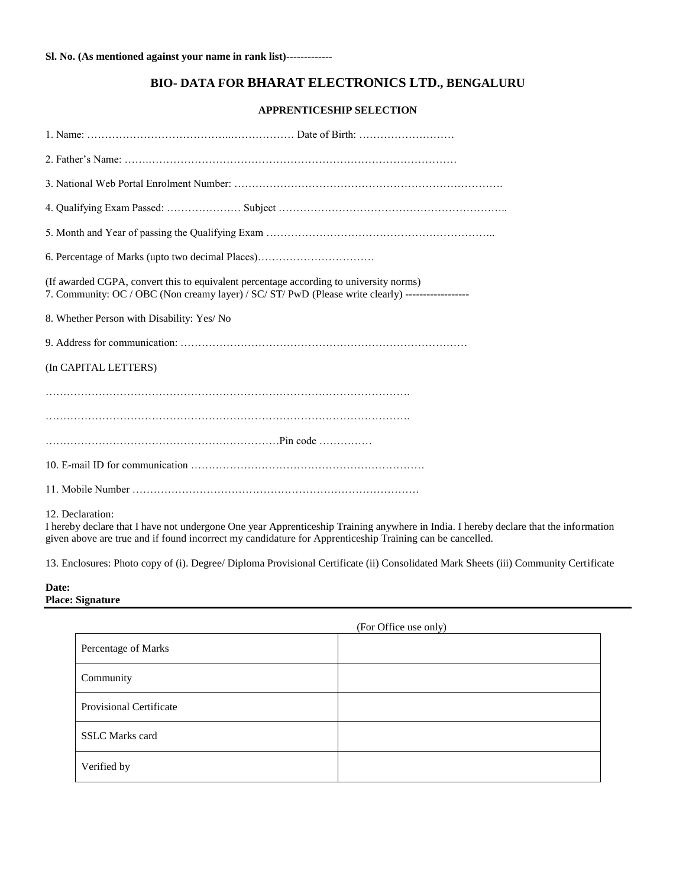**Sl. No. (As mentioned against your name in rank list)-------------**

## BIO- DATA FOR BHARAT ELECTRONICS LTD., BENGALURU

### APPRENTICESHIP SELECTION

1. Name: …………………………………..……………… Date of Birth: ………………………

2. Father's Name: …….………………………………………………………………………

3. National Web Portal Enrolment Number: ……………………………………………………………….

4. Qualifying Exam Passed: ………………… Subject ………………………………………………………..

5. Month and Year of passing the Qualifying Exam ……………………………………………………..

6. Percentage of Marks (upto two decimal Places)……………………………

(If awarded CGPA, convert this to equivalent percentage according to university norms)

7. Community: OC / OBC (Non creamy layer) / SC/ ST/ PwD (Please write clearly) ------------------

8. Whether Person with Disability: Yes/ No

9. Address for communication: ………………………………………………………………………

(In CAPITAL LETTERS)

……………………………………………………………………………………….

……………………………………………………………………………………….

…………………………………………………………Pin code …………..

10. E-mail ID for communication ……………………………………………………….

11. Mobile Number ……………………………………………………………………

12. Declaration:

I hereby declare that I have not undergone One year Apprenticeship Training anywhere in India. I hereby declare that the information given above are true and if found incorrect my candidature for Apprenticeship Training can be cancelled.

13. Enclosures: Photo copy of (i). Degree/ Diploma Provisional Certificate (ii) Consolidated Mark Sheets (iii) Community Certificate

**Date:**

**Place: Signature**

---

(For Office use only)

| | |
|---|---|
| Percentage of Marks | |
| Community | |
| Provisional Certificate | |
| SSLC Marks card | |
| Verified by | |